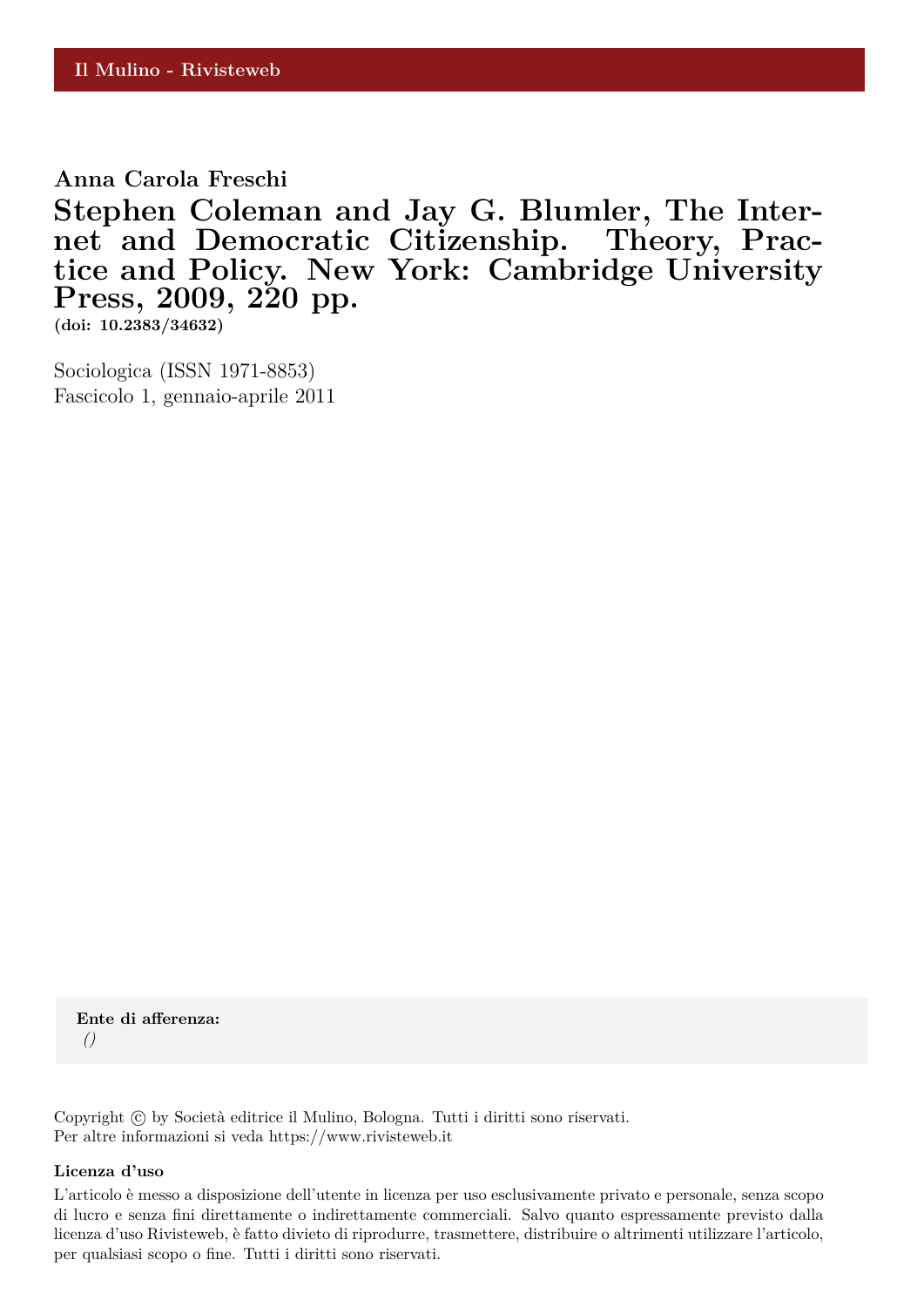Il Mulino - Rivisteweb

**Anna Carola Freschi**

# Stephen Coleman and Jay G. Blumler, The Internet and Democratic Citizenship. Theory, Practice and Policy. New York: Cambridge University Press, 2009, 220 pp.

**(doi: 10.2383/34632)**

Sociologica (ISSN 1971-8853)
Fascicolo 1, gennaio-aprile 2011

**Ente di afferenza:**
*()*

Copyright © by Società editrice il Mulino, Bologna. Tutti i diritti sono riservati.
Per altre informazioni si veda https://www.rivisteweb.it

**Licenza d'uso**

L'articolo è messo a disposizione dell'utente in licenza per uso esclusivamente privato e personale, senza scopo di lucro e senza fini direttamente o indirettamente commerciali. Salvo quanto espressamente previsto dalla licenza d'uso Rivisteweb, è fatto divieto di riprodurre, trasmettere, distribuire o altrimenti utilizzare l'articolo, per qualsiasi scopo o fine. Tutti i diritti sono riservati.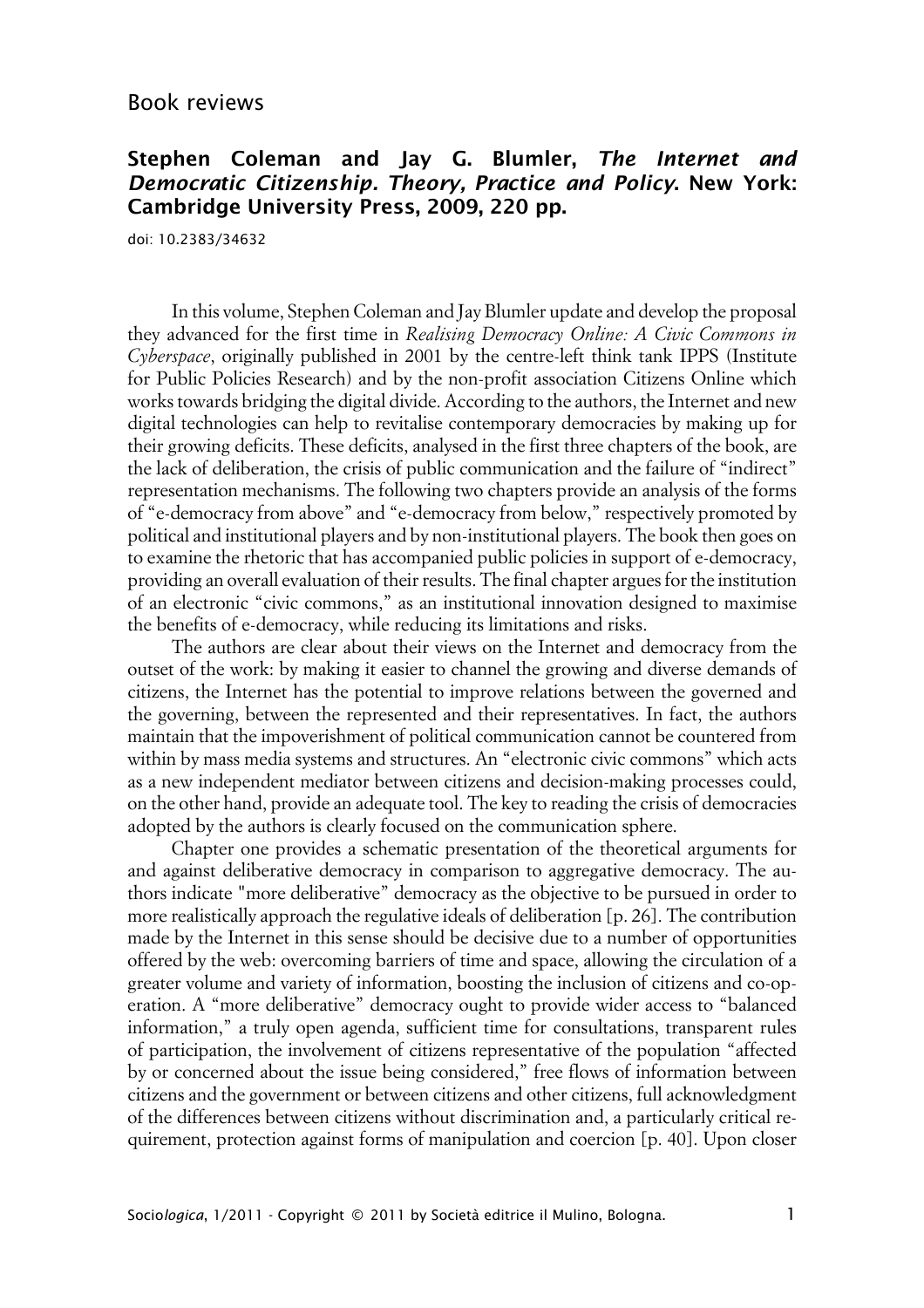Book reviews

## Stephen Coleman and Jay G. Blumler, *The Internet and Democratic Citizenship. Theory, Practice and Policy*. New York: Cambridge University Press, 2009, 220 pp.

doi: 10.2383/34632

In this volume, Stephen Coleman and Jay Blumler update and develop the proposal they advanced for the first time in *Realising Democracy Online: A Civic Commons in Cyberspace*, originally published in 2001 by the centre-left think tank IPPS (Institute for Public Policies Research) and by the non-profit association Citizens Online which works towards bridging the digital divide. According to the authors, the Internet and new digital technologies can help to revitalise contemporary democracies by making up for their growing deficits. These deficits, analysed in the first three chapters of the book, are the lack of deliberation, the crisis of public communication and the failure of "indirect" representation mechanisms. The following two chapters provide an analysis of the forms of "e-democracy from above" and "e-democracy from below," respectively promoted by political and institutional players and by non-institutional players. The book then goes on to examine the rhetoric that has accompanied public policies in support of e-democracy, providing an overall evaluation of their results. The final chapter argues for the institution of an electronic "civic commons," as an institutional innovation designed to maximise the benefits of e-democracy, while reducing its limitations and risks.

The authors are clear about their views on the Internet and democracy from the outset of the work: by making it easier to channel the growing and diverse demands of citizens, the Internet has the potential to improve relations between the governed and the governing, between the represented and their representatives. In fact, the authors maintain that the impoverishment of political communication cannot be countered from within by mass media systems and structures. An "electronic civic commons" which acts as a new independent mediator between citizens and decision-making processes could, on the other hand, provide an adequate tool. The key to reading the crisis of democracies adopted by the authors is clearly focused on the communication sphere.

Chapter one provides a schematic presentation of the theoretical arguments for and against deliberative democracy in comparison to aggregative democracy. The authors indicate "more deliberative" democracy as the objective to be pursued in order to more realistically approach the regulative ideals of deliberation [p. 26]. The contribution made by the Internet in this sense should be decisive due to a number of opportunities offered by the web: overcoming barriers of time and space, allowing the circulation of a greater volume and variety of information, boosting the inclusion of citizens and co-operation. A "more deliberative" democracy ought to provide wider access to "balanced information," a truly open agenda, sufficient time for consultations, transparent rules of participation, the involvement of citizens representative of the population "affected by or concerned about the issue being considered," free flows of information between citizens and the government or between citizens and other citizens, full acknowledgment of the differences between citizens without discrimination and, a particularly critical requirement, protection against forms of manipulation and coercion [p. 40]. Upon closer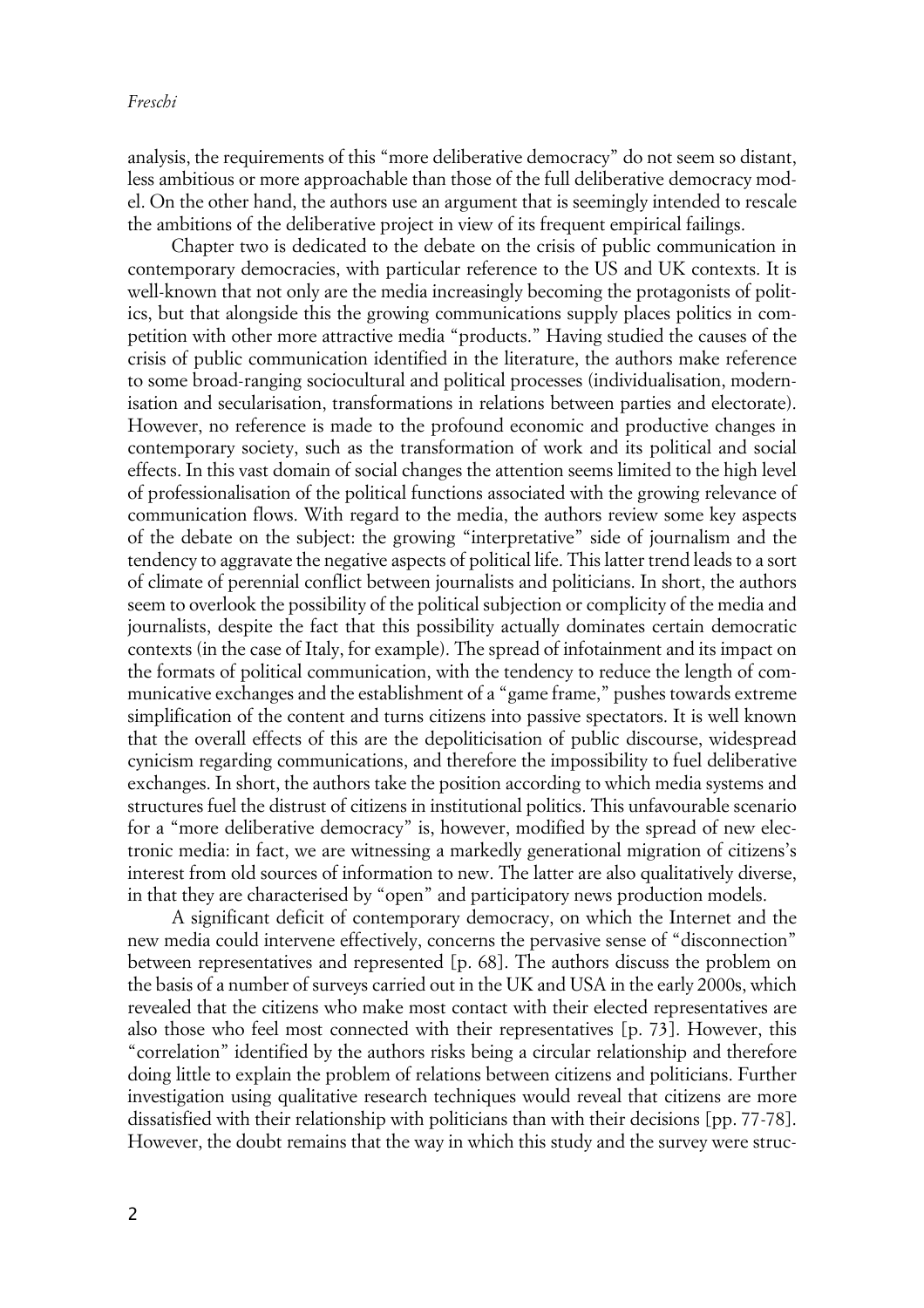analysis, the requirements of this "more deliberative democracy" do not seem so distant, less ambitious or more approachable than those of the full deliberative democracy model. On the other hand, the authors use an argument that is seemingly intended to rescale the ambitions of the deliberative project in view of its frequent empirical failings.

Chapter two is dedicated to the debate on the crisis of public communication in contemporary democracies, with particular reference to the US and UK contexts. It is well-known that not only are the media increasingly becoming the protagonists of politics, but that alongside this the growing communications supply places politics in competition with other more attractive media "products." Having studied the causes of the crisis of public communication identified in the literature, the authors make reference to some broad-ranging sociocultural and political processes (individualisation, modernisation and secularisation, transformations in relations between parties and electorate). However, no reference is made to the profound economic and productive changes in contemporary society, such as the transformation of work and its political and social effects. In this vast domain of social changes the attention seems limited to the high level of professionalisation of the political functions associated with the growing relevance of communication flows. With regard to the media, the authors review some key aspects of the debate on the subject: the growing "interpretative" side of journalism and the tendency to aggravate the negative aspects of political life. This latter trend leads to a sort of climate of perennial conflict between journalists and politicians. In short, the authors seem to overlook the possibility of the political subjection or complicity of the media and journalists, despite the fact that this possibility actually dominates certain democratic contexts (in the case of Italy, for example). The spread of infotainment and its impact on the formats of political communication, with the tendency to reduce the length of communicative exchanges and the establishment of a "game frame," pushes towards extreme simplification of the content and turns citizens into passive spectators. It is well known that the overall effects of this are the depoliticisation of public discourse, widespread cynicism regarding communications, and therefore the impossibility to fuel deliberative exchanges. In short, the authors take the position according to which media systems and structures fuel the distrust of citizens in institutional politics. This unfavourable scenario for a "more deliberative democracy" is, however, modified by the spread of new electronic media: in fact, we are witnessing a markedly generational migration of citizens's interest from old sources of information to new. The latter are also qualitatively diverse, in that they are characterised by "open" and participatory news production models.

A significant deficit of contemporary democracy, on which the Internet and the new media could intervene effectively, concerns the pervasive sense of "disconnection" between representatives and represented [p. 68]. The authors discuss the problem on the basis of a number of surveys carried out in the UK and USA in the early 2000s, which revealed that the citizens who make most contact with their elected representatives are also those who feel most connected with their representatives [p. 73]. However, this "correlation" identified by the authors risks being a circular relationship and therefore doing little to explain the problem of relations between citizens and politicians. Further investigation using qualitative research techniques would reveal that citizens are more dissatisfied with their relationship with politicians than with their decisions [pp. 77-78]. However, the doubt remains that the way in which this study and the survey were struc-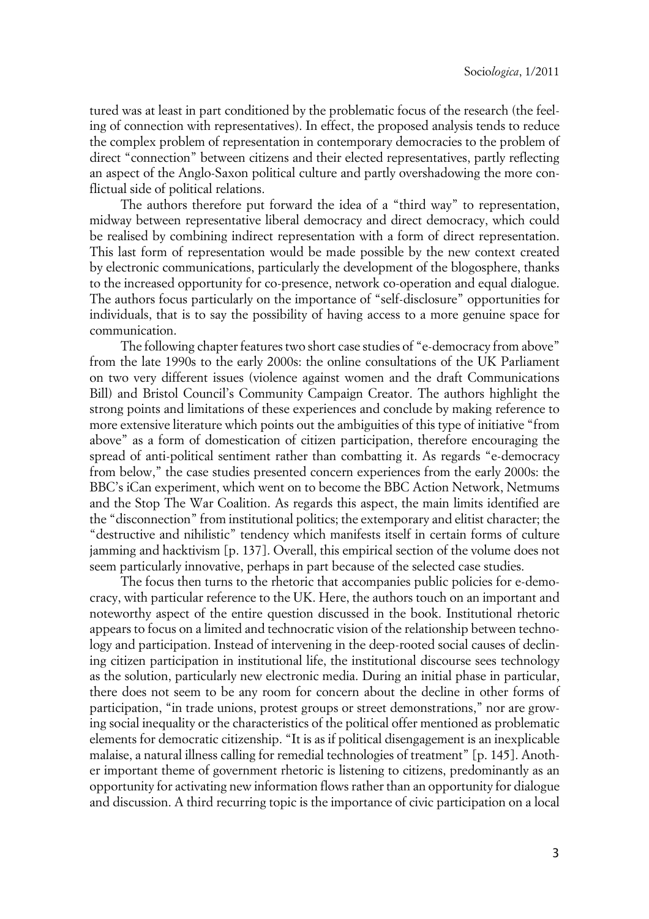tured was at least in part conditioned by the problematic focus of the research (the feeling of connection with representatives). In effect, the proposed analysis tends to reduce the complex problem of representation in contemporary democracies to the problem of direct "connection" between citizens and their elected representatives, partly reflecting an aspect of the Anglo-Saxon political culture and partly overshadowing the more conflictual side of political relations.

The authors therefore put forward the idea of a "third way" to representation, midway between representative liberal democracy and direct democracy, which could be realised by combining indirect representation with a form of direct representation. This last form of representation would be made possible by the new context created by electronic communications, particularly the development of the blogosphere, thanks to the increased opportunity for co-presence, network co-operation and equal dialogue. The authors focus particularly on the importance of "self-disclosure" opportunities for individuals, that is to say the possibility of having access to a more genuine space for communication.

The following chapter features two short case studies of "e-democracy from above" from the late 1990s to the early 2000s: the online consultations of the UK Parliament on two very different issues (violence against women and the draft Communications Bill) and Bristol Council's Community Campaign Creator. The authors highlight the strong points and limitations of these experiences and conclude by making reference to more extensive literature which points out the ambiguities of this type of initiative "from above" as a form of domestication of citizen participation, therefore encouraging the spread of anti-political sentiment rather than combatting it. As regards "e-democracy from below," the case studies presented concern experiences from the early 2000s: the BBC's iCan experiment, which went on to become the BBC Action Network, Netmums and the Stop The War Coalition. As regards this aspect, the main limits identified are the "disconnection" from institutional politics; the extemporary and elitist character; the "destructive and nihilistic" tendency which manifests itself in certain forms of culture jamming and hacktivism [p. 137]. Overall, this empirical section of the volume does not seem particularly innovative, perhaps in part because of the selected case studies.

The focus then turns to the rhetoric that accompanies public policies for e-democracy, with particular reference to the UK. Here, the authors touch on an important and noteworthy aspect of the entire question discussed in the book. Institutional rhetoric appears to focus on a limited and technocratic vision of the relationship between technology and participation. Instead of intervening in the deep-rooted social causes of declining citizen participation in institutional life, the institutional discourse sees technology as the solution, particularly new electronic media. During an initial phase in particular, there does not seem to be any room for concern about the decline in other forms of participation, "in trade unions, protest groups or street demonstrations," nor are growing social inequality or the characteristics of the political offer mentioned as problematic elements for democratic citizenship. "It is as if political disengagement is an inexplicable malaise, a natural illness calling for remedial technologies of treatment" [p. 145]. Another important theme of government rhetoric is listening to citizens, predominantly as an opportunity for activating new information flows rather than an opportunity for dialogue and discussion. A third recurring topic is the importance of civic participation on a local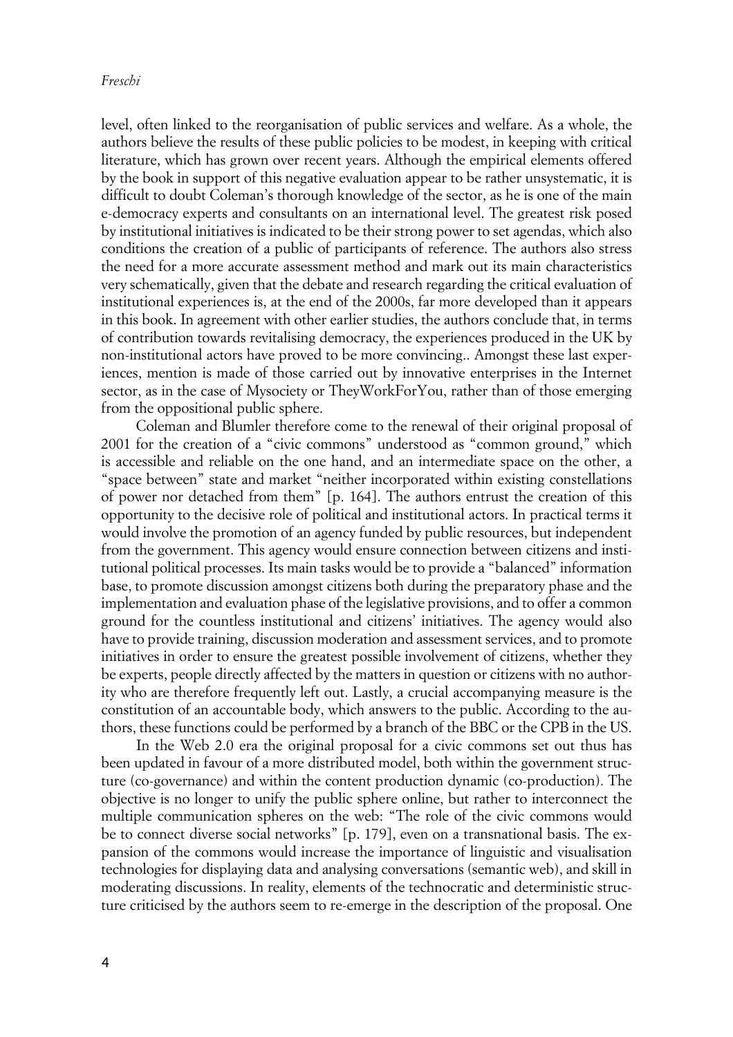level, often linked to the reorganisation of public services and welfare. As a whole, the authors believe the results of these public policies to be modest, in keeping with critical literature, which has grown over recent years. Although the empirical elements offered by the book in support of this negative evaluation appear to be rather unsystematic, it is difficult to doubt Coleman's thorough knowledge of the sector, as he is one of the main e-democracy experts and consultants on an international level. The greatest risk posed by institutional initiatives is indicated to be their strong power to set agendas, which also conditions the creation of a public of participants of reference. The authors also stress the need for a more accurate assessment method and mark out its main characteristics very schematically, given that the debate and research regarding the critical evaluation of institutional experiences is, at the end of the 2000s, far more developed than it appears in this book. In agreement with other earlier studies, the authors conclude that, in terms of contribution towards revitalising democracy, the experiences produced in the UK by non-institutional actors have proved to be more convincing.. Amongst these last experiences, mention is made of those carried out by innovative enterprises in the Internet sector, as in the case of Mysociety or TheyWorkForYou, rather than of those emerging from the oppositional public sphere.

Coleman and Blumler therefore come to the renewal of their original proposal of 2001 for the creation of a "civic commons" understood as "common ground," which is accessible and reliable on the one hand, and an intermediate space on the other, a "space between" state and market "neither incorporated within existing constellations of power nor detached from them" [p. 164]. The authors entrust the creation of this opportunity to the decisive role of political and institutional actors. In practical terms it would involve the promotion of an agency funded by public resources, but independent from the government. This agency would ensure connection between citizens and institutional political processes. Its main tasks would be to provide a "balanced" information base, to promote discussion amongst citizens both during the preparatory phase and the implementation and evaluation phase of the legislative provisions, and to offer a common ground for the countless institutional and citizens' initiatives. The agency would also have to provide training, discussion moderation and assessment services, and to promote initiatives in order to ensure the greatest possible involvement of citizens, whether they be experts, people directly affected by the matters in question or citizens with no authority who are therefore frequently left out. Lastly, a crucial accompanying measure is the constitution of an accountable body, which answers to the public. According to the authors, these functions could be performed by a branch of the BBC or the CPB in the US.

In the Web 2.0 era the original proposal for a civic commons set out thus has been updated in favour of a more distributed model, both within the government structure (co-governance) and within the content production dynamic (co-production). The objective is no longer to unify the public sphere online, but rather to interconnect the multiple communication spheres on the web: "The role of the civic commons would be to connect diverse social networks" [p. 179], even on a transnational basis. The expansion of the commons would increase the importance of linguistic and visualisation technologies for displaying data and analysing conversations (semantic web), and skill in moderating discussions. In reality, elements of the technocratic and deterministic structure criticised by the authors seem to re-emerge in the description of the proposal. One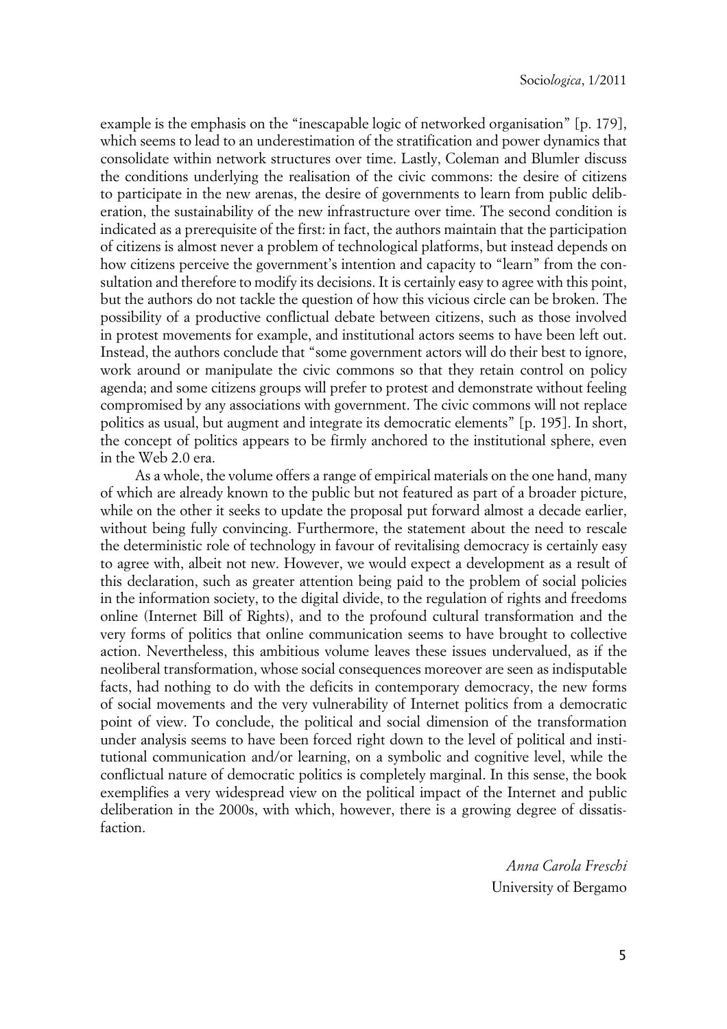example is the emphasis on the "inescapable logic of networked organisation" [p. 179], which seems to lead to an underestimation of the stratification and power dynamics that consolidate within network structures over time. Lastly, Coleman and Blumler discuss the conditions underlying the realisation of the civic commons: the desire of citizens to participate in the new arenas, the desire of governments to learn from public deliberation, the sustainability of the new infrastructure over time. The second condition is indicated as a prerequisite of the first: in fact, the authors maintain that the participation of citizens is almost never a problem of technological platforms, but instead depends on how citizens perceive the government's intention and capacity to "learn" from the consultation and therefore to modify its decisions. It is certainly easy to agree with this point, but the authors do not tackle the question of how this vicious circle can be broken. The possibility of a productive conflictual debate between citizens, such as those involved in protest movements for example, and institutional actors seems to have been left out. Instead, the authors conclude that "some government actors will do their best to ignore, work around or manipulate the civic commons so that they retain control on policy agenda; and some citizens groups will prefer to protest and demonstrate without feeling compromised by any associations with government. The civic commons will not replace politics as usual, but augment and integrate its democratic elements" [p. 195]. In short, the concept of politics appears to be firmly anchored to the institutional sphere, even in the Web 2.0 era.

As a whole, the volume offers a range of empirical materials on the one hand, many of which are already known to the public but not featured as part of a broader picture, while on the other it seeks to update the proposal put forward almost a decade earlier, without being fully convincing. Furthermore, the statement about the need to rescale the deterministic role of technology in favour of revitalising democracy is certainly easy to agree with, albeit not new. However, we would expect a development as a result of this declaration, such as greater attention being paid to the problem of social policies in the information society, to the digital divide, to the regulation of rights and freedoms online (Internet Bill of Rights), and to the profound cultural transformation and the very forms of politics that online communication seems to have brought to collective action. Nevertheless, this ambitious volume leaves these issues undervalued, as if the neoliberal transformation, whose social consequences moreover are seen as indisputable facts, had nothing to do with the deficits in contemporary democracy, the new forms of social movements and the very vulnerability of Internet politics from a democratic point of view. To conclude, the political and social dimension of the transformation under analysis seems to have been forced right down to the level of political and institutional communication and/or learning, on a symbolic and cognitive level, while the conflictual nature of democratic politics is completely marginal. In this sense, the book exemplifies a very widespread view on the political impact of the Internet and public deliberation in the 2000s, with which, however, there is a growing degree of dissatisfaction.

*Anna Carola Freschi*
University of Bergamo